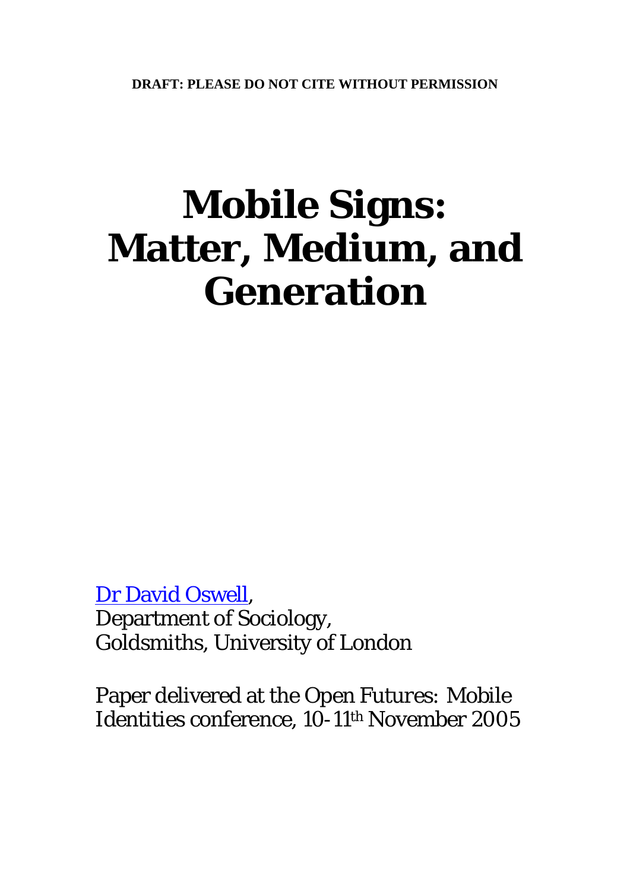**DRAFT: PLEASE DO NOT CITE WITHOUT PERMISSION**

# Mobile Signs: Matter, Medium, and Generation

Dr David Oswell,
Department of Sociology,
Goldsmiths, University of London

Paper delivered at the Open Futures: Mobile Identities conference, 10-11th November 2005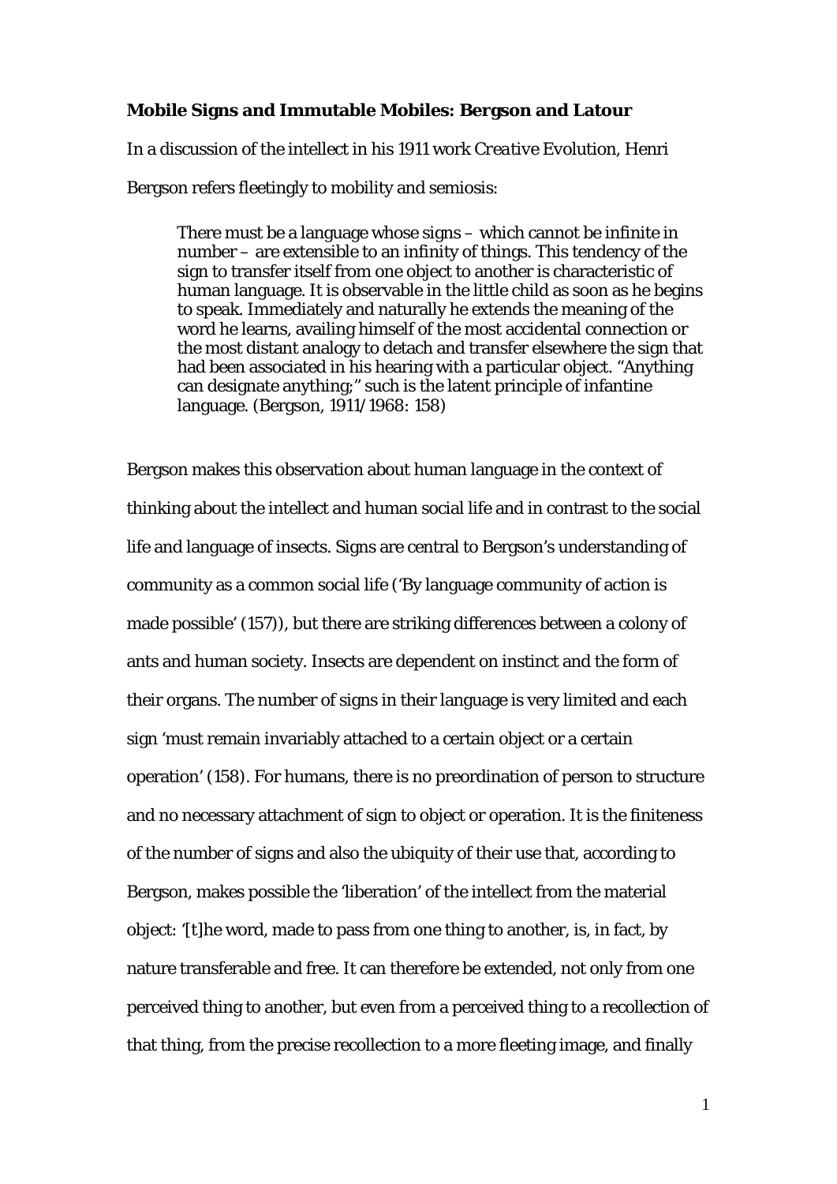**Mobile Signs and Immutable Mobiles: Bergson and Latour**

In a discussion of the intellect in his 1911 work *Creative Evolution*, Henri Bergson refers fleetingly to mobility and semiosis:

> There must be a language whose signs – which cannot be infinite in number – are extensible to an infinity of things. This tendency of the sign to transfer itself from one object to another is characteristic of human language. It is observable in the little child as soon as he begins to speak. Immediately and naturally he extends the meaning of the word he learns, availing himself of the most accidental connection or the most distant analogy to detach and transfer elsewhere the sign that had been associated in his hearing with a particular object. "Anything can designate anything;" such is the latent principle of infantine language. (Bergson, 1911/1968: 158)

Bergson makes this observation about human language in the context of thinking about the intellect and human social life and in contrast to the social life and language of insects. Signs are central to Bergson's understanding of community as a common social life ('By language community of action is made possible' (157)), but there are striking differences between a colony of ants and human society. Insects are dependent on instinct and the form of their organs. The number of signs in their language is very limited and each sign 'must remain invariably attached to a certain object or a certain operation' (158). For humans, there is no preordination of person to structure and no necessary attachment of sign to object or operation. It is the finiteness of the number of signs and also the ubiquity of their use that, according to Bergson, makes possible the 'liberation' of the intellect from the material object: '[t]he word, made to pass from one thing to another, is, in fact, by nature transferable and free. It can therefore be extended, not only from one perceived thing to another, but even from a perceived thing to a recollection of that thing, from the precise recollection to a more fleeting image, and finally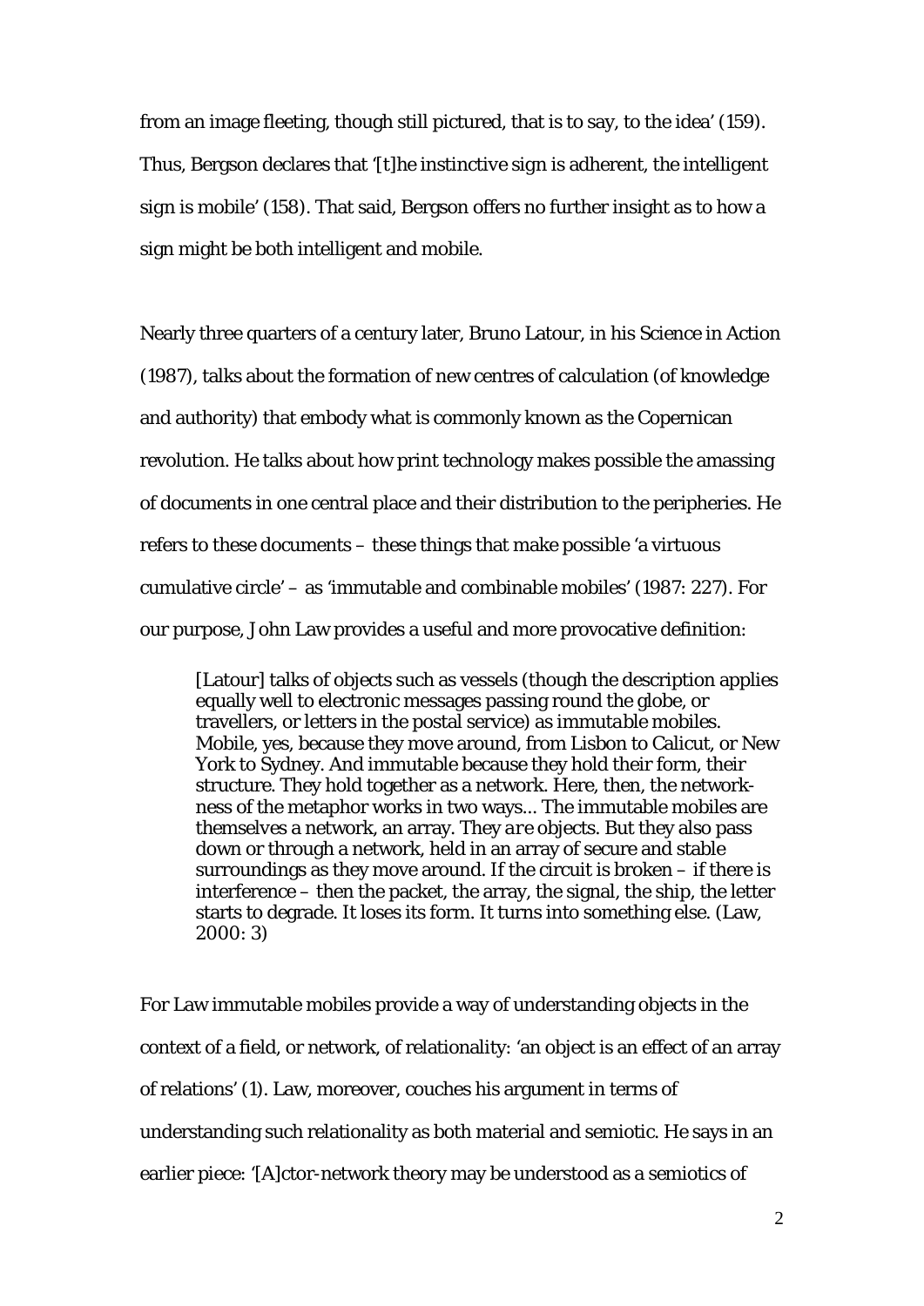from an image fleeting, though still pictured, that is to say, to the idea' (159). Thus, Bergson declares that '[t]he instinctive sign is adherent, the intelligent sign is mobile' (158). That said, Bergson offers no further insight as to how a sign might be both intelligent and mobile.

Nearly three quarters of a century later, Bruno Latour, in his Science in Action (1987), talks about the formation of new centres of calculation (of knowledge and authority) that embody what is commonly known as the Copernican revolution. He talks about how print technology makes possible the amassing of documents in one central place and their distribution to the peripheries. He refers to these documents – these things that make possible 'a virtuous cumulative circle' – as 'immutable and combinable mobiles' (1987: 227). For our purpose, John Law provides a useful and more provocative definition:

> [Latour] talks of objects such as vessels (though the description applies equally well to electronic messages passing round the globe, or travellers, or letters in the postal service) as *immutable mobiles*. Mobile, yes, because they move around, from Lisbon to Calicut, or New York to Sydney. And immutable because they hold their form, their structure. They hold together as a network. Here, then, the network-ness of the metaphor works in two ways... The immutable mobiles are themselves a network, an array. They *are* objects. But they also pass down or through a network, held in an array of secure and stable surroundings as they move around. If the circuit is broken – if there is interference – then the packet, the array, the signal, the ship, the letter starts to degrade. It loses its form. It turns into something else. (Law, 2000: 3)

For Law immutable mobiles provide a way of understanding objects in the context of a field, or network, of relationality: 'an object is an effect of an array of relations' (1). Law, moreover, couches his argument in terms of understanding such relationality as both material and semiotic. He says in an earlier piece: '[A]ctor-network theory may be understood as a semiotics of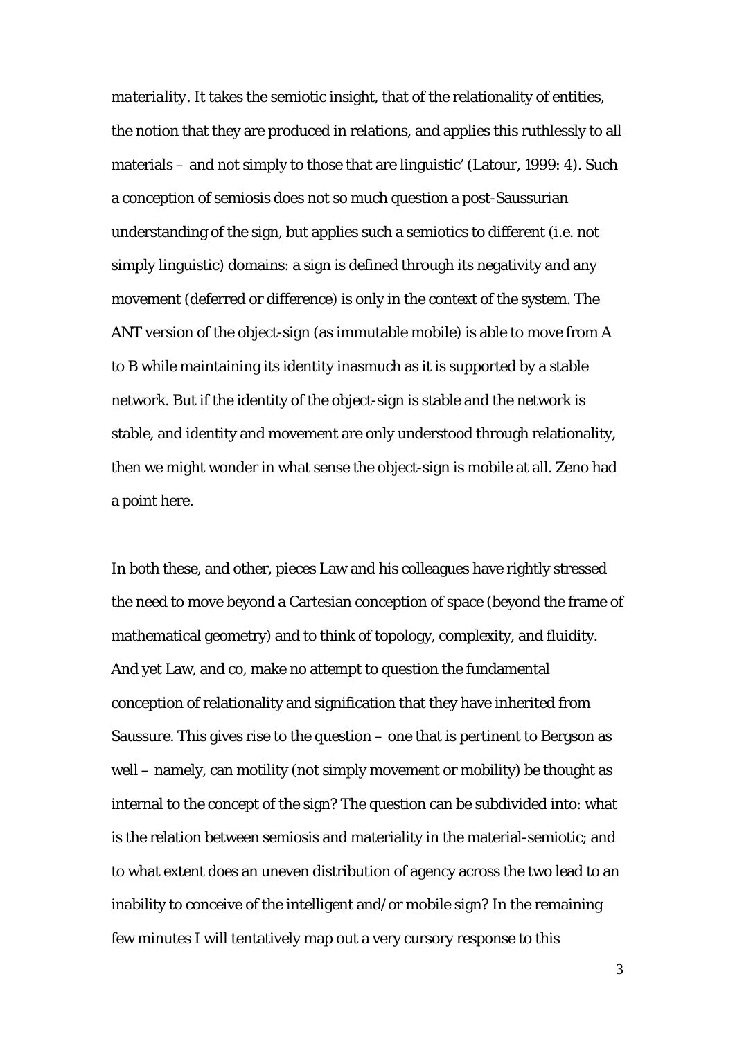*materiality*. It takes the semiotic insight, that of the relationality of entities, the notion that they are produced in relations, and applies this ruthlessly to all materials – and not simply to those that are linguistic' (Latour, 1999: 4). Such a conception of semiosis does not so much question a post-Saussurian understanding of the sign, but applies such a semiotics to different (i.e. not simply linguistic) domains: a sign is defined through its negativity and any movement (deferred or difference) is only in the context of the system. The ANT version of the object-sign (as immutable mobile) is able to move from A to B while maintaining its identity inasmuch as it is supported by a stable network. But if the identity of the object-sign is stable and the network is stable, and identity and movement are only understood through relationality, then we might wonder in what sense the object-sign is mobile at all. Zeno had a point here.

In both these, and other, pieces Law and his colleagues have rightly stressed the need to move beyond a Cartesian conception of space (beyond the frame of mathematical geometry) and to think of topology, complexity, and fluidity. And yet Law, and co, make no attempt to question the fundamental conception of relationality and signification that they have inherited from Saussure. This gives rise to the question – one that is pertinent to Bergson as well – namely, can motility (not simply movement or mobility) be thought as internal to the concept of the sign? The question can be subdivided into: what is the relation between semiosis and materiality in the material-semiotic; and to what extent does an uneven distribution of agency across the two lead to an inability to conceive of the intelligent and/or mobile sign? In the remaining few minutes I will tentatively map out a very cursory response to this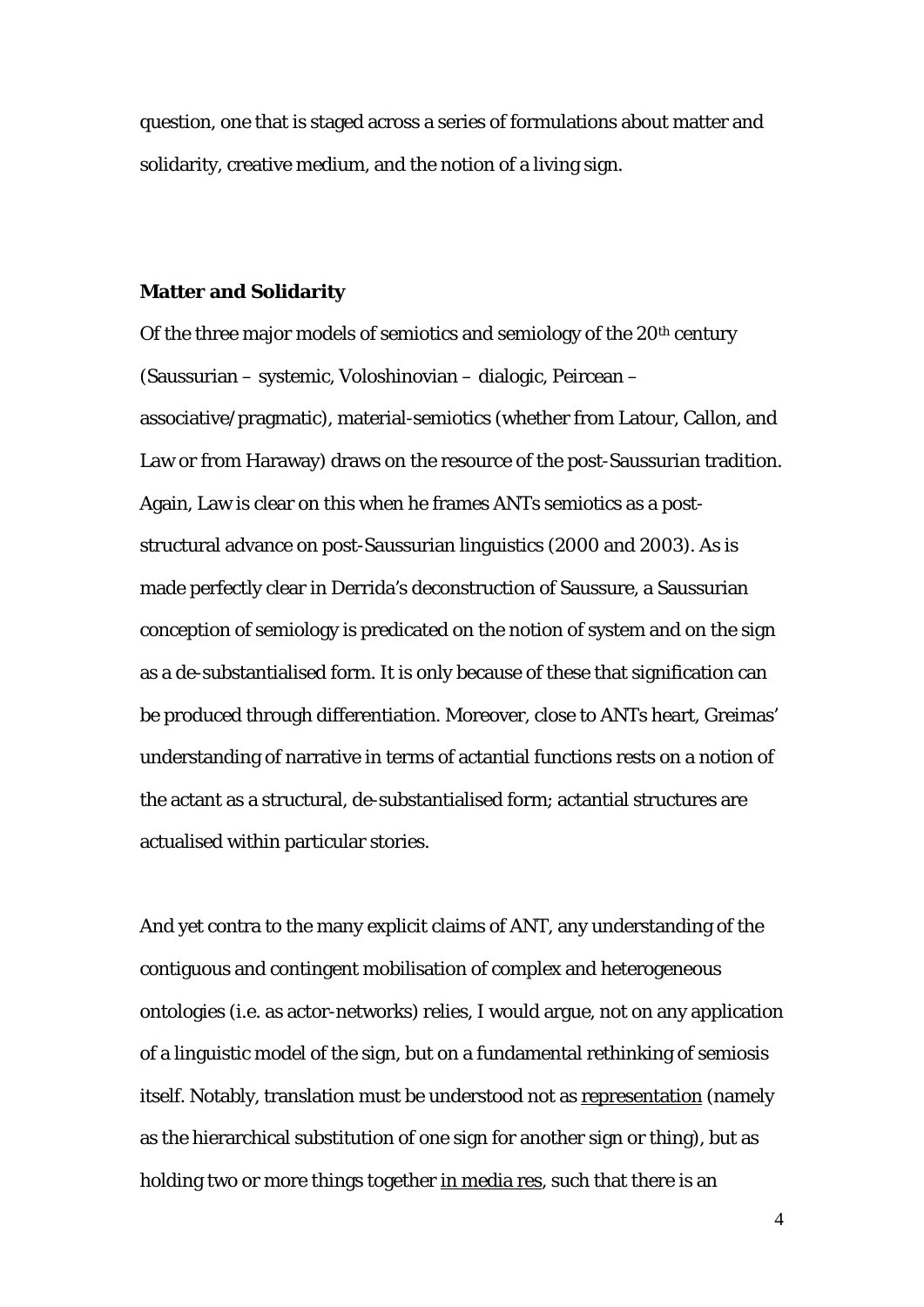question, one that is staged across a series of formulations about matter and solidarity, creative medium, and the notion of a living sign.

## Matter and Solidarity

Of the three major models of semiotics and semiology of the 20th century (Saussurian – systemic, Voloshinovian – dialogic, Peircean – associative/pragmatic), material-semiotics (whether from Latour, Callon, and Law or from Haraway) draws on the resource of the post-Saussurian tradition. Again, Law is clear on this when he frames ANTs semiotics as a post-structural advance on post-Saussurian linguistics (2000 and 2003). As is made perfectly clear in Derrida's deconstruction of Saussure, a Saussurian conception of semiology is predicated on the notion of system and on the sign as a de-substantialised form. It is only because of these that signification can be produced through differentiation. Moreover, close to ANTs heart, Greimas' understanding of narrative in terms of actantial functions rests on a notion of the actant as a structural, de-substantialised form; actantial structures are actualised within particular stories.

And yet contra to the many explicit claims of ANT, any understanding of the contiguous and contingent mobilisation of complex and heterogeneous ontologies (i.e. as actor-networks) relies, I would argue, not on any application of a linguistic model of the sign, but on a fundamental rethinking of semiosis itself. Notably, translation must be understood not as <u>representation</u> (namely as the hierarchical substitution of one sign for another sign or thing), but as holding two or more things together <u>in media res</u>, such that there is an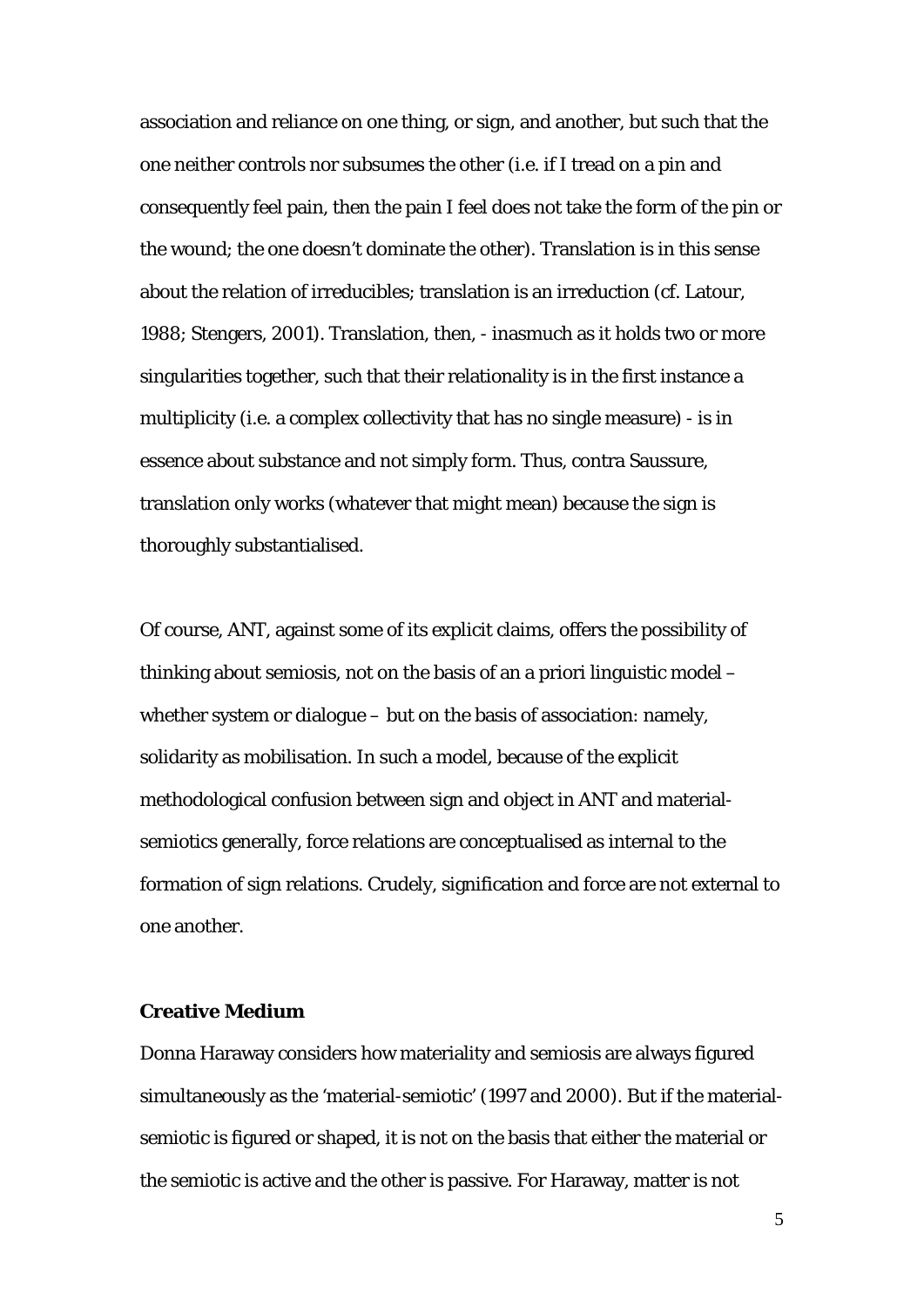association and reliance on one thing, or sign, and another, but such that the one neither controls nor subsumes the other (i.e. if I tread on a pin and consequently feel pain, then the pain I feel does not take the form of the pin or the wound; the one doesn't dominate the other). Translation is in this sense about the relation of irreducibles; translation is an irreduction (cf. Latour, 1988; Stengers, 2001). Translation, then, - inasmuch as it holds two or more singularities together, such that their relationality is in the first instance a multiplicity (i.e. a complex collectivity that has no single measure) - is in essence about substance and not simply form. Thus, contra Saussure, translation only works (whatever that might mean) because the sign is thoroughly substantialised.

Of course, ANT, against some of its explicit claims, offers the possibility of thinking about semiosis, not on the basis of an a priori linguistic model – whether system or dialogue – but on the basis of association: namely, solidarity as mobilisation. In such a model, because of the explicit methodological confusion between sign and object in ANT and material-semiotics generally, force relations are conceptualised as internal to the formation of sign relations. Crudely, signification and force are not external to one another.

**Creative Medium**

Donna Haraway considers how materiality and semiosis are always figured simultaneously as the 'material-semiotic' (1997 and 2000). But if the material-semiotic is figured or shaped, it is not on the basis that either the material or the semiotic is active and the other is passive. For Haraway, matter is not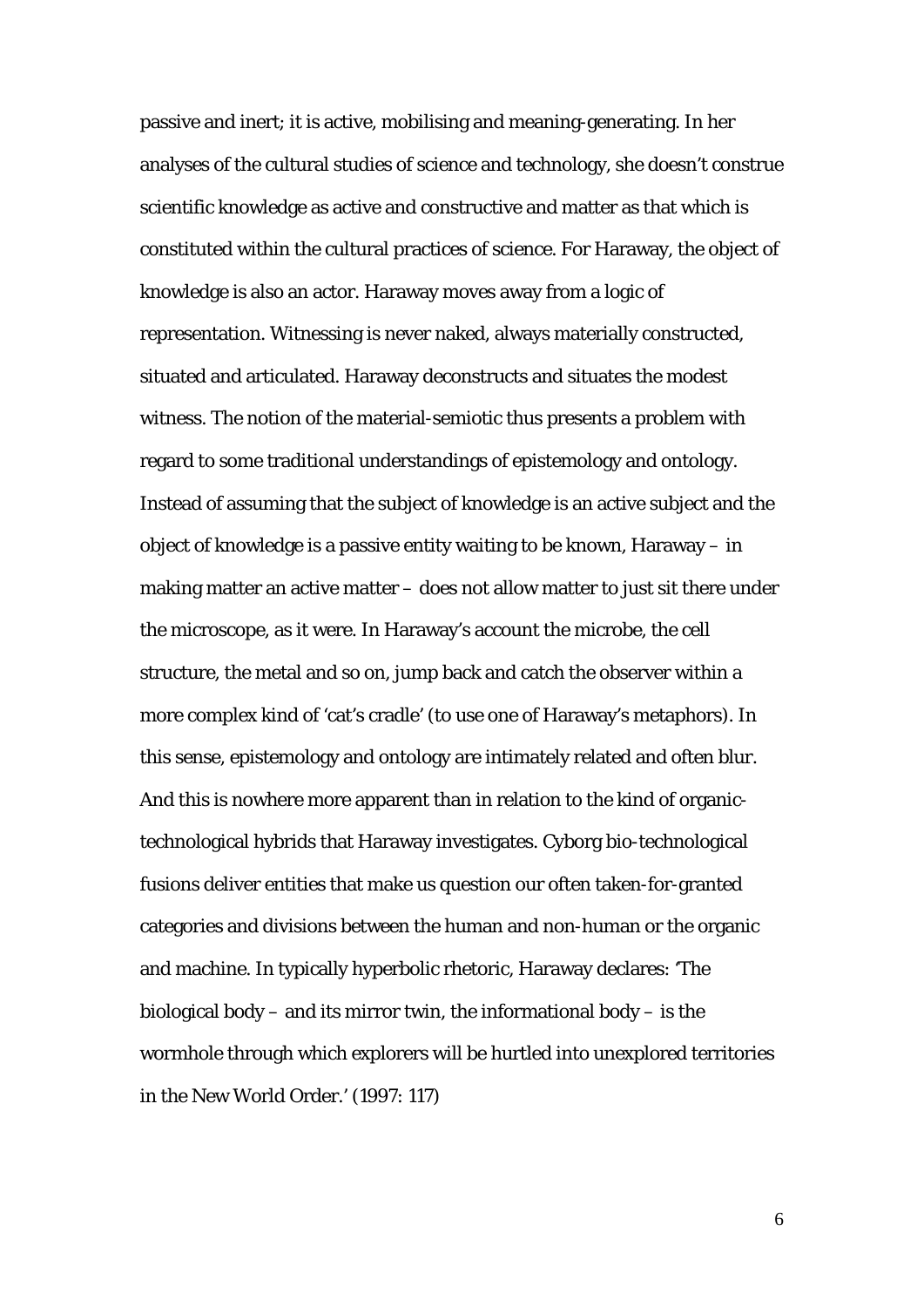passive and inert; it is active, mobilising and meaning-generating. In her analyses of the cultural studies of science and technology, she doesn't construe scientific knowledge as active and constructive and matter as that which is constituted within the cultural practices of science. For Haraway, the object of knowledge is also an actor. Haraway moves away from a logic of representation. Witnessing is never naked, always materially constructed, situated and articulated. Haraway deconstructs and situates the modest witness. The notion of the material-semiotic thus presents a problem with regard to some traditional understandings of epistemology and ontology. Instead of assuming that the subject of knowledge is an active subject and the object of knowledge is a passive entity waiting to be known, Haraway – in making matter an active matter – does not allow matter to just sit there under the microscope, as it were. In Haraway's account the microbe, the cell structure, the metal and so on, jump back and catch the observer within a more complex kind of 'cat's cradle' (to use one of Haraway's metaphors). In this sense, epistemology and ontology are intimately related and often blur. And this is nowhere more apparent than in relation to the kind of organic-technological hybrids that Haraway investigates. Cyborg bio-technological fusions deliver entities that make us question our often taken-for-granted categories and divisions between the human and non-human or the organic and machine. In typically hyperbolic rhetoric, Haraway declares: 'The biological body – and its mirror twin, the informational body – is the wormhole through which explorers will be hurtled into unexplored territories in the New World Order.' (1997: 117)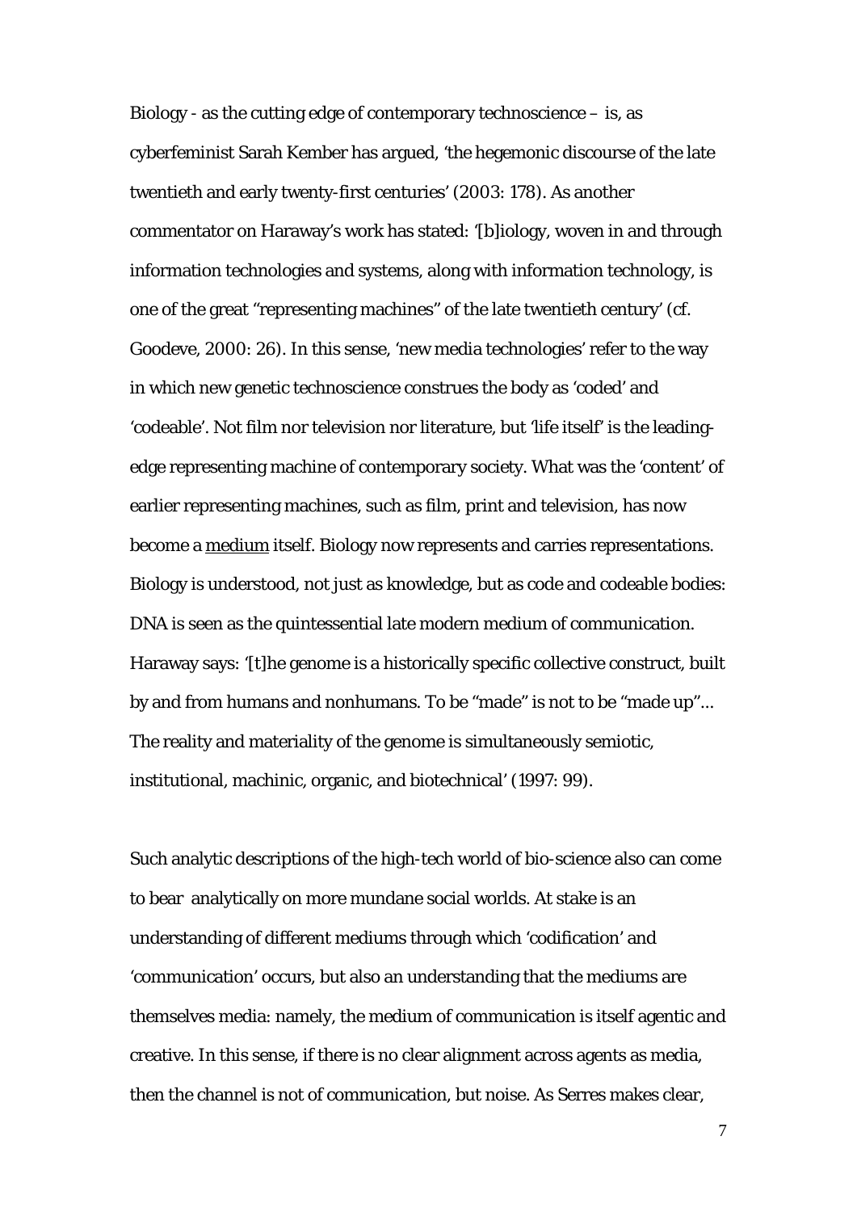Biology - as the cutting edge of contemporary technoscience – is, as cyberfeminist Sarah Kember has argued, 'the hegemonic discourse of the late twentieth and early twenty-first centuries' (2003: 178). As another commentator on Haraway's work has stated: '[b]iology, woven in and through information technologies and systems, along with information technology, is one of the great "representing machines" of the late twentieth century' (cf. Goodeve, 2000: 26). In this sense, 'new media technologies' refer to the way in which new genetic technoscience construes the body as 'coded' and 'codeable'. Not film nor television nor literature, but 'life itself' is the leading-edge representing machine of contemporary society. What was the 'content' of earlier representing machines, such as film, print and television, has now become a <u>medium</u> itself. Biology now represents and carries representations. Biology is understood, not just as knowledge, but as code and codeable bodies: DNA is seen as the quintessential late modern medium of communication. Haraway says: '[t]he genome is a historically specific collective construct, built by and from humans and nonhumans. To be "made" is not to be "made up"... The reality and materiality of the genome is simultaneously semiotic, institutional, machinic, organic, and biotechnical' (1997: 99).

Such analytic descriptions of the high-tech world of bio-science also can come to bear analytically on more mundane social worlds. At stake is an understanding of different mediums through which 'codification' and 'communication' occurs, but also an understanding that the mediums are themselves media: namely, the medium of communication is itself agentic and creative. In this sense, if there is no clear alignment across agents as media, then the channel is not of communication, but noise. As Serres makes clear,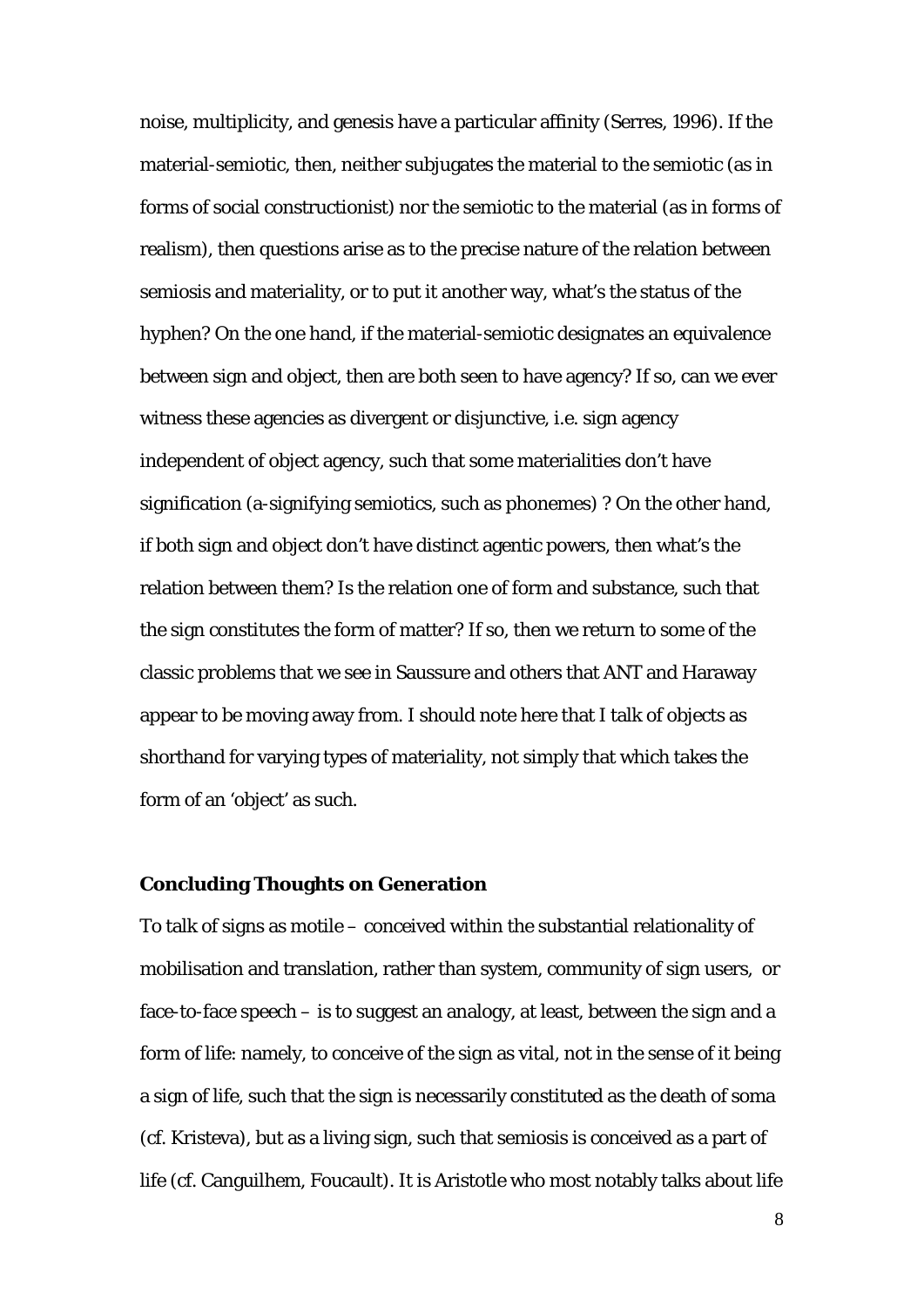noise, multiplicity, and genesis have a particular affinity (Serres, 1996). If the material-semiotic, then, neither subjugates the material to the semiotic (as in forms of social constructionist) nor the semiotic to the material (as in forms of realism), then questions arise as to the precise nature of the relation between semiosis and materiality, or to put it another way, what's the status of the hyphen? On the one hand, if the material-semiotic designates an equivalence between sign and object, then are both seen to have agency? If so, can we ever witness these agencies as divergent or disjunctive, i.e. sign agency independent of object agency, such that some materialities don't have signification (a-signifying semiotics, such as phonemes) ? On the other hand, if both sign and object don't have distinct agentic powers, then what's the relation between them? Is the relation one of form and substance, such that the sign constitutes the form of matter? If so, then we return to some of the classic problems that we see in Saussure and others that ANT and Haraway appear to be moving away from. I should note here that I talk of objects as shorthand for varying types of materiality, not simply that which takes the form of an 'object' as such.

## Concluding Thoughts on Generation

To talk of signs as motile – conceived within the substantial relationality of mobilisation and translation, rather than system, community of sign users, or face-to-face speech – is to suggest an analogy, at least, between the sign and a form of life: namely, to conceive of the sign as vital, not in the sense of it being a sign of life, such that the sign is necessarily constituted as the death of soma (cf. Kristeva), but as a living sign, such that semiosis is conceived as a part of life (cf. Canguilhem, Foucault). It is Aristotle who most notably talks about life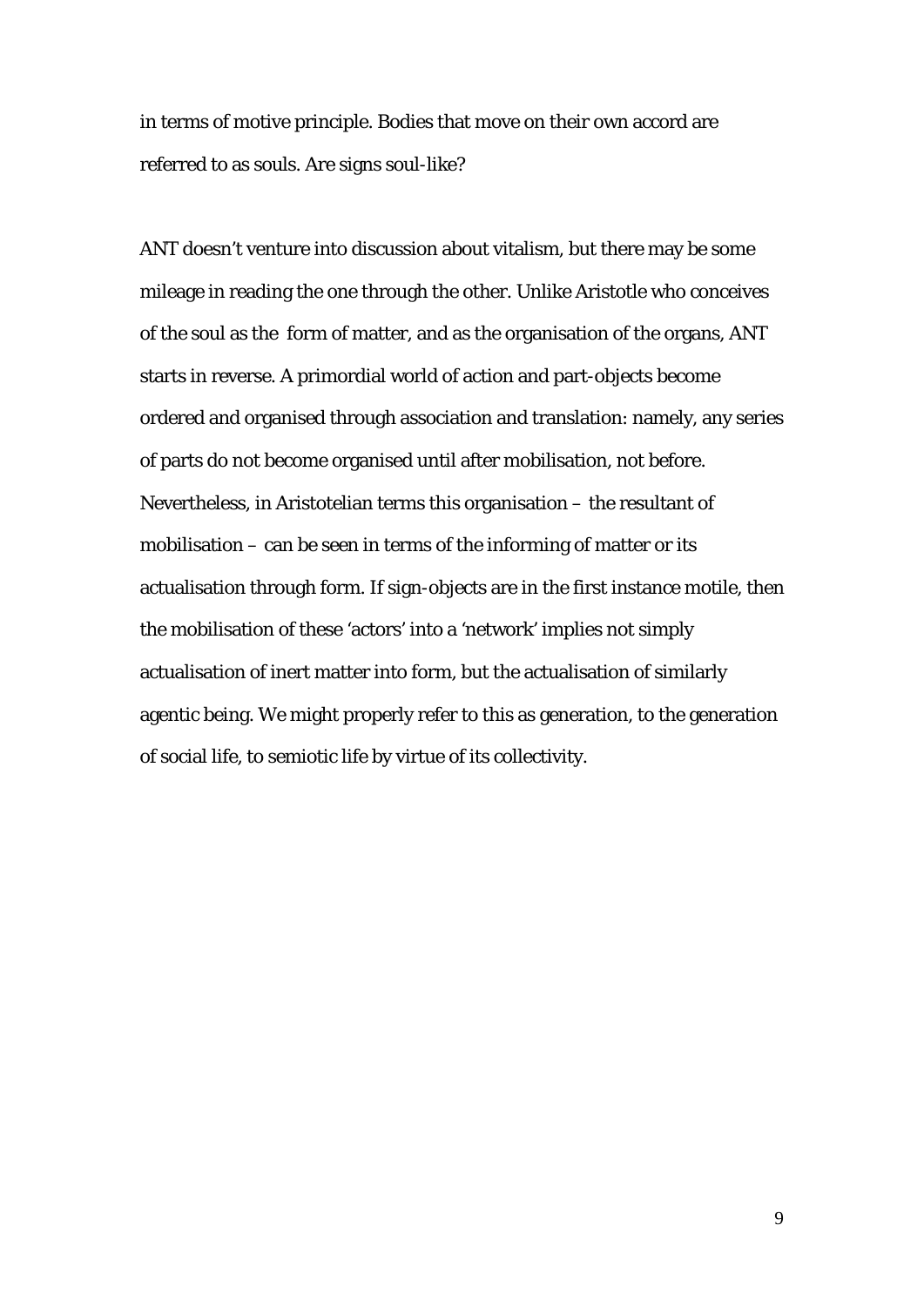in terms of motive principle. Bodies that move on their own accord are referred to as souls. Are signs soul-like?

ANT doesn't venture into discussion about vitalism, but there may be some mileage in reading the one through the other. Unlike Aristotle who conceives of the soul as the form of matter, and as the organisation of the organs, ANT starts in reverse. A primordial world of action and part-objects become ordered and organised through association and translation: namely, any series of parts do not become organised until after mobilisation, not before. Nevertheless, in Aristotelian terms this organisation – the resultant of mobilisation – can be seen in terms of the informing of matter or its actualisation through form. If sign-objects are in the first instance motile, then the mobilisation of these 'actors' into a 'network' implies not simply actualisation of inert matter into form, but the actualisation of similarly agentic being. We might properly refer to this as generation, to the generation of social life, to semiotic life by virtue of its collectivity.